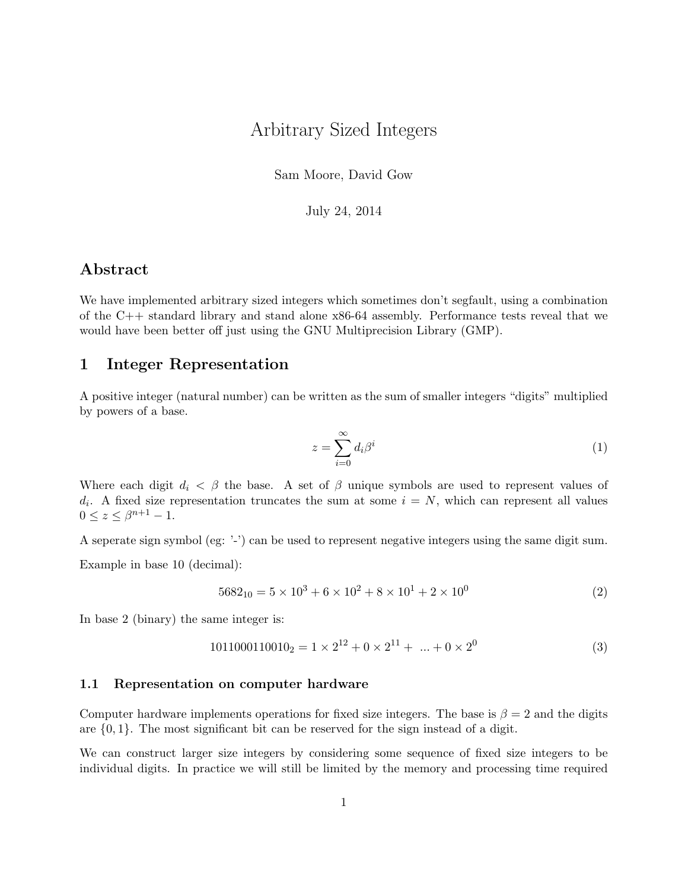# Arbitrary Sized Integers

Sam Moore, David Gow

July 24, 2014

## Abstract

We have implemented arbitrary sized integers which sometimes don't segfault, using a combination of the C++ standard library and stand alone x86-64 assembly. Performance tests reveal that we would have been better off just using the GNU Multiprecision Library (GMP).

## 1 Integer Representation

A positive integer (natural number) can be written as the sum of smaller integers "digits" multiplied by powers of a base.

$$z = \sum_{i=0}^{\infty} d_i \beta^i \tag{1}$$

Where each digit $d_i < \beta$ the base. A set of $\beta$ unique symbols are used to represent values of $d_i$. A fixed size representation truncates the sum at some $i = N$, which can represent all values $0 \leq z \leq \beta^{n+1} - 1$.

A seperate sign symbol (eg: '-') can be used to represent negative integers using the same digit sum.

Example in base 10 (decimal):

$$5682_{10} = 5 \times 10^3 + 6 \times 10^2 + 8 \times 10^1 + 2 \times 10^0 \tag{2}$$

In base 2 (binary) the same integer is:

$$1011000110010_2 = 1 \times 2^{12} + 0 \times 2^{11} + \ ... + 0 \times 2^0 \tag{3}$$

### 1.1 Representation on computer hardware

Computer hardware implements operations for fixed size integers. The base is $\beta = 2$ and the digits are $\{0, 1\}$. The most significant bit can be reserved for the sign instead of a digit.

We can construct larger size integers by considering some sequence of fixed size integers to be individual digits. In practice we will still be limited by the memory and processing time required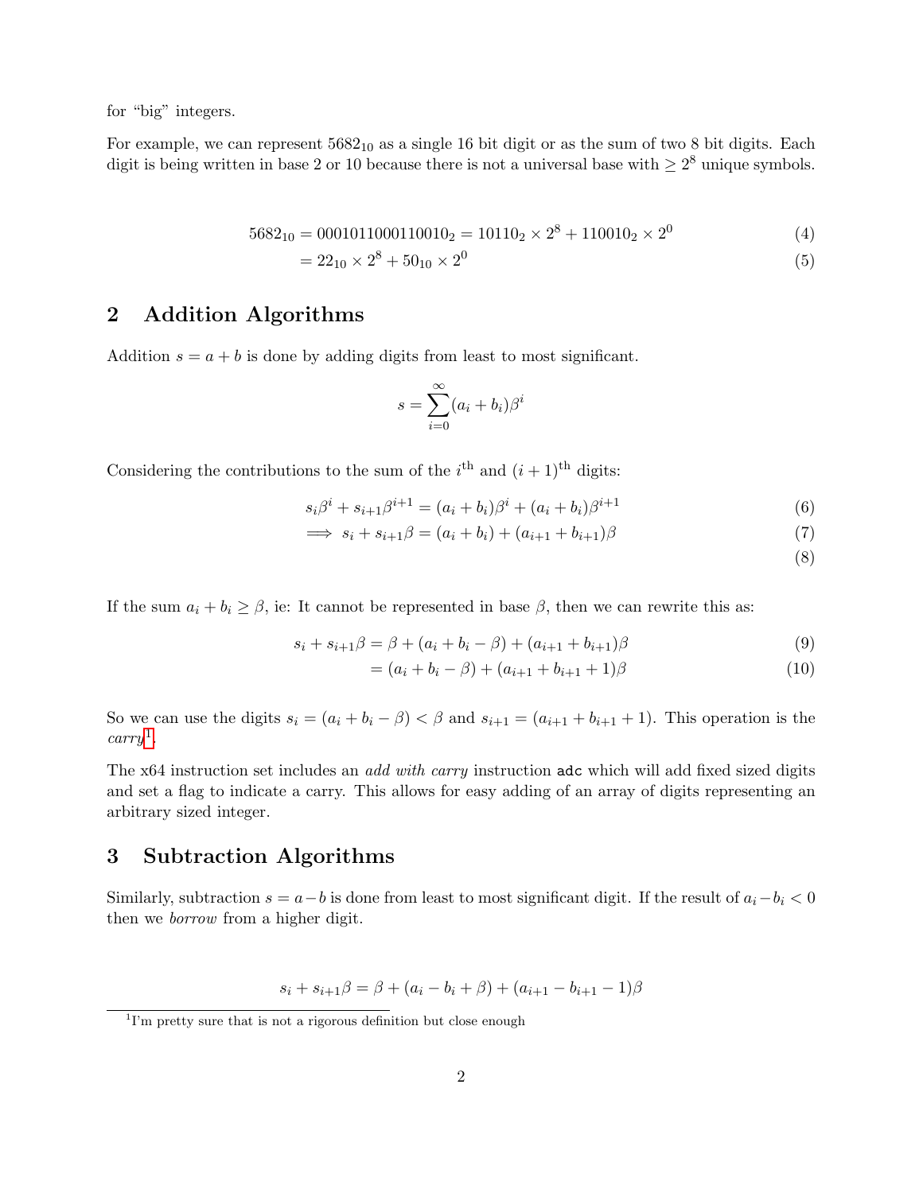for "big" integers.

For example, we can represent $5682_{10}$ as a single 16 bit digit or as the sum of two 8 bit digits. Each digit is being written in base 2 or 10 because there is not a universal base with $\geq 2^8$ unique symbols.

$$
\begin{aligned}
5682_{10} &= 0001011000110010_2 = 10110_2 \times 2^8 + 110010_2 \times 2^0 && (4)\\
&= 22_{10} \times 2^8 + 50_{10} \times 2^0 && (5)
\end{aligned}
$$

## 2 Addition Algorithms

Addition $s = a + b$ is done by adding digits from least to most significant.

$$
s = \sum_{i=0}^{\infty} (a_i + b_i)\beta^i
$$

Considering the contributions to the sum of the $i^{\text{th}}$ and $(i+1)^{\text{th}}$ digits:

$$
\begin{aligned}
s_i\beta^i + s_{i+1}\beta^{i+1} &= (a_i + b_i)\beta^i + (a_i + b_i)\beta^{i+1} && (6)\\
\implies s_i + s_{i+1}\beta &= (a_i + b_i) + (a_{i+1} + b_{i+1})\beta && (7)\\
& && (8)
\end{aligned}
$$

If the sum $a_i + b_i \geq \beta$, ie: It cannot be represented in base $\beta$, then we can rewrite this as:

$$
\begin{aligned}
s_i + s_{i+1}\beta &= \beta + (a_i + b_i - \beta) + (a_{i+1} + b_{i+1})\beta && (9)\\
&= (a_i + b_i - \beta) + (a_{i+1} + b_{i+1} + 1)\beta && (10)
\end{aligned}
$$

So we can use the digits $s_i = (a_i + b_i - \beta) < \beta$ and $s_{i+1} = (a_{i+1} + b_{i+1} + 1)$. This operation is the *carry*[1].

The x64 instruction set includes an *add with carry* instruction `adc` which will add fixed sized digits and set a flag to indicate a carry. This allows for easy adding of an array of digits representing an arbitrary sized integer.

## 3 Subtraction Algorithms

Similarly, subtraction $s = a - b$ is done from least to most significant digit. If the result of $a_i - b_i < 0$ then we *borrow* from a higher digit.

$$
s_i + s_{i+1}\beta = \beta + (a_i - b_i + \beta) + (a_{i+1} - b_{i+1} - 1)\beta
$$

[1] I'm pretty sure that is not a rigorous definition but close enough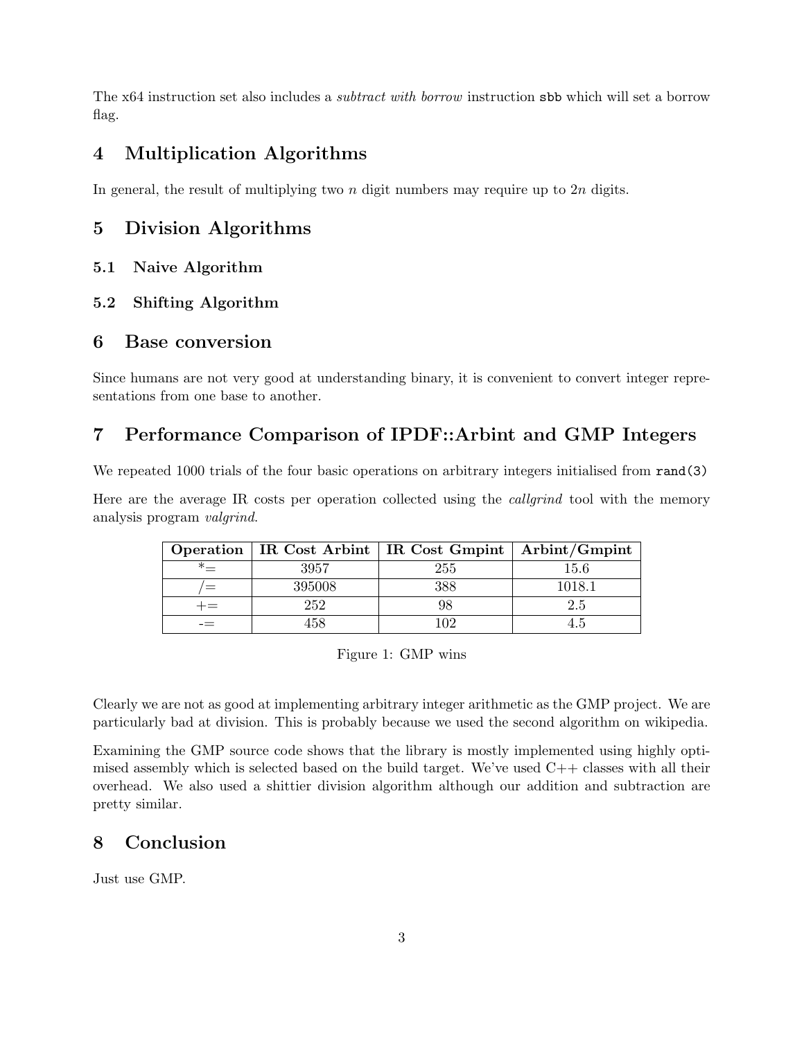The x64 instruction set also includes a *subtract with borrow* instruction `sbb` which will set a borrow flag.

# 4 Multiplication Algorithms

In general, the result of multiplying two $n$ digit numbers may require up to $2n$ digits.

# 5 Division Algorithms

## 5.1 Naive Algorithm

## 5.2 Shifting Algorithm

# 6 Base conversion

Since humans are not very good at understanding binary, it is convenient to convert integer representations from one base to another.

# 7 Performance Comparison of IPDF::Arbint and GMP Integers

We repeated 1000 trials of the four basic operations on arbitrary integers initialised from `rand(3)`

Here are the average IR costs per operation collected using the *callgrind* tool with the memory analysis program *valgrind*.

| **Operation** | **IR Cost Arbint** | **IR Cost Gmpint** | **Arbint/Gmpint** |
|---|---|---|---|
| *= | 3957 | 255 | 15.6 |
| /= | 395008 | 388 | 1018.1 |
| += | 252 | 98 | 2.5 |
| -= | 458 | 102 | 4.5 |

Figure 1: GMP wins

Clearly we are not as good at implementing arbitrary integer arithmetic as the GMP project. We are particularly bad at division. This is probably because we used the second algorithm on wikipedia.

Examining the GMP source code shows that the library is mostly implemented using highly optimised assembly which is selected based on the build target. We've used C++ classes with all their overhead. We also used a shittier division algorithm although our addition and subtraction are pretty similar.

# 8 Conclusion

Just use GMP.